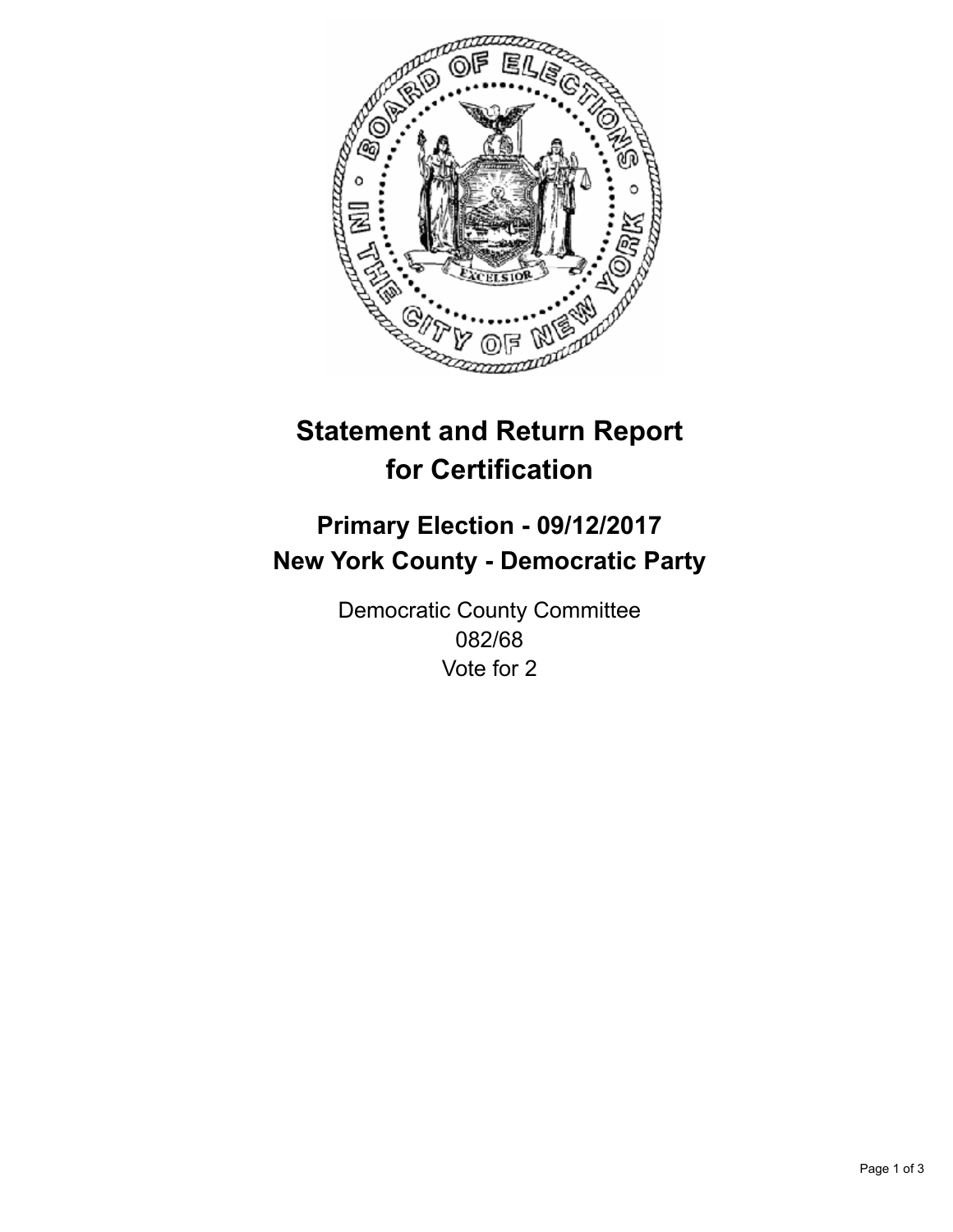# Statement and Return Report for Certification

## Primary Election - 09/12/2017
## New York County - Democratic Party

Democratic County Committee
082/68
Vote for 2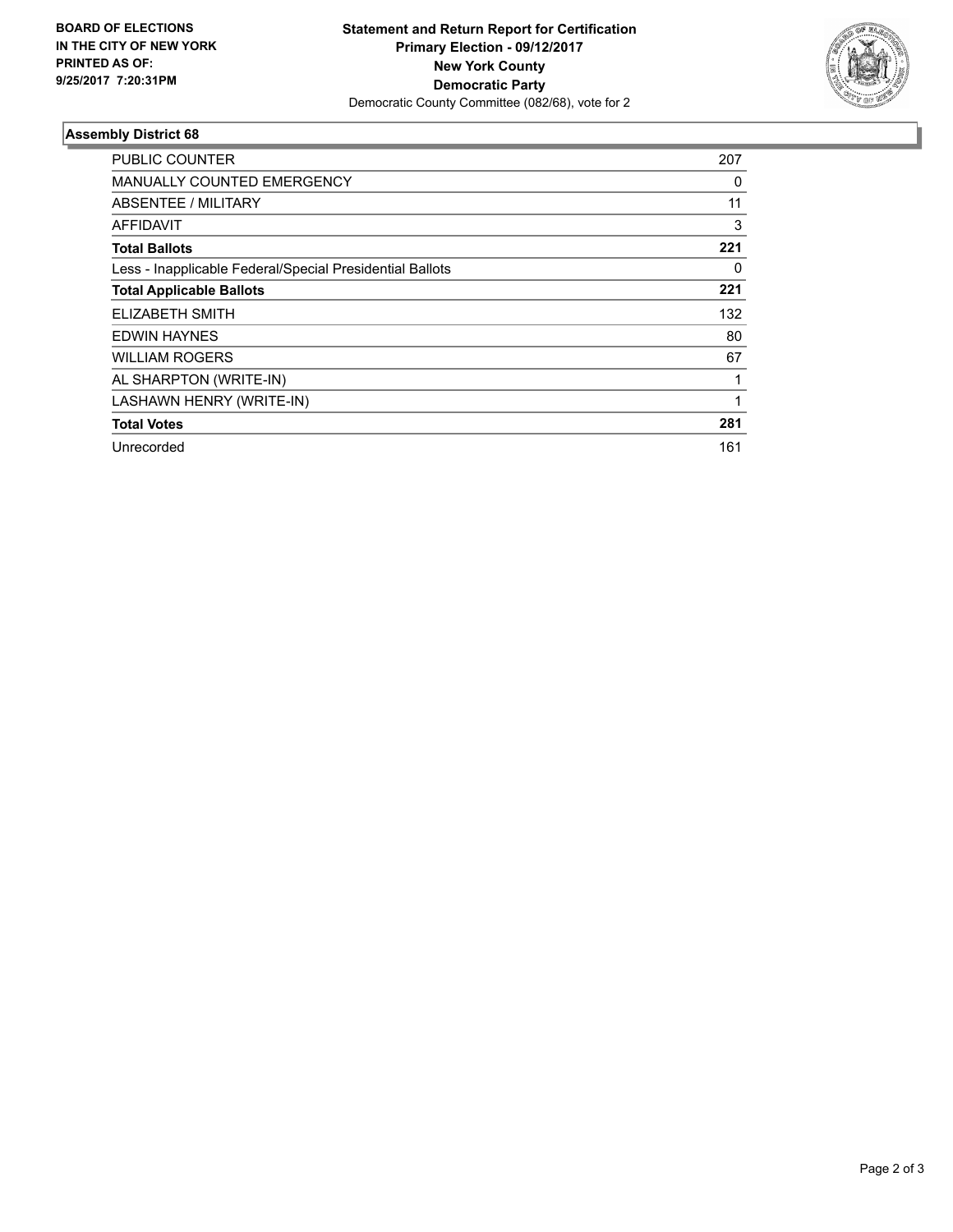**BOARD OF ELECTIONS**
**IN THE CITY OF NEW YORK**
**PRINTED AS OF:**
**9/25/2017 7:20:31PM**

**Statement and Return Report for Certification**
**Primary Election - 09/12/2017**
**New York County**
**Democratic Party**
Democratic County Committee (082/68), vote for 2

### Assembly District 68

| | |
|---|---|
| PUBLIC COUNTER | 207 |
| MANUALLY COUNTED EMERGENCY | 0 |
| ABSENTEE / MILITARY | 11 |
| AFFIDAVIT | 3 |
| **Total Ballots** | **221** |
| Less - Inapplicable Federal/Special Presidential Ballots | 0 |
| **Total Applicable Ballots** | **221** |
| ELIZABETH SMITH | 132 |
| EDWIN HAYNES | 80 |
| WILLIAM ROGERS | 67 |
| AL SHARPTON (WRITE-IN) | 1 |
| LASHAWN HENRY (WRITE-IN) | 1 |
| **Total Votes** | **281** |
| Unrecorded | 161 |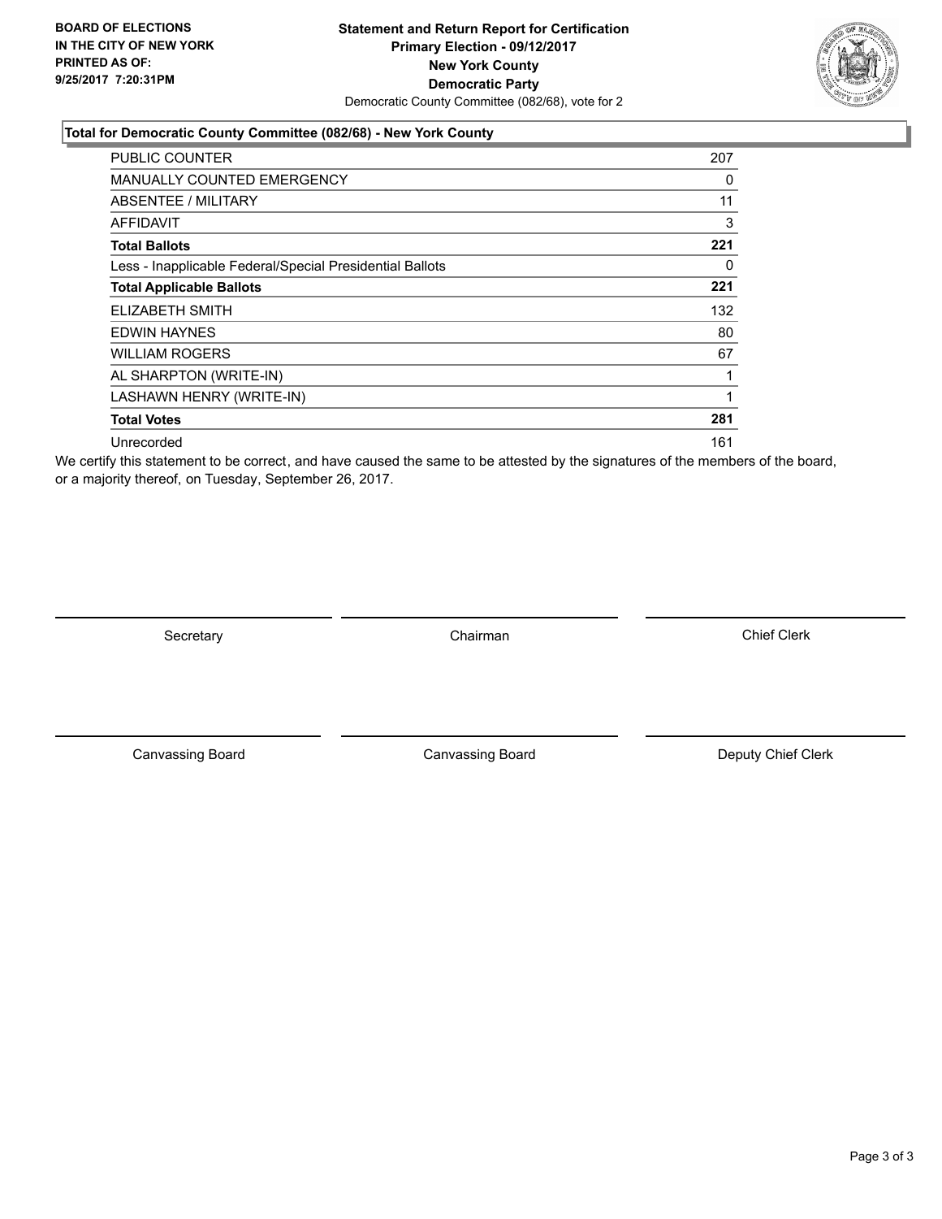**BOARD OF ELECTIONS IN THE CITY OF NEW YORK PRINTED AS OF: 9/25/2017 7:20:31PM**

**Statement and Return Report for Certification**
**Primary Election - 09/12/2017**
**New York County**
**Democratic Party**
Democratic County Committee (082/68), vote for 2

### Total for Democratic County Committee (082/68) - New York County

| | |
|---|---|
| PUBLIC COUNTER | 207 |
| MANUALLY COUNTED EMERGENCY | 0 |
| ABSENTEE / MILITARY | 11 |
| AFFIDAVIT | 3 |
| **Total Ballots** | **221** |
| Less - Inapplicable Federal/Special Presidential Ballots | 0 |
| **Total Applicable Ballots** | **221** |
| ELIZABETH SMITH | 132 |
| EDWIN HAYNES | 80 |
| WILLIAM ROGERS | 67 |
| AL SHARPTON (WRITE-IN) | 1 |
| LASHAWN HENRY (WRITE-IN) | 1 |
| **Total Votes** | **281** |
| Unrecorded | 161 |

We certify this statement to be correct, and have caused the same to be attested by the signatures of the members of the board, or a majority thereof, on Tuesday, September 26, 2017.

Secretary

Chairman

Chief Clerk

Canvassing Board

Canvassing Board

Deputy Chief Clerk